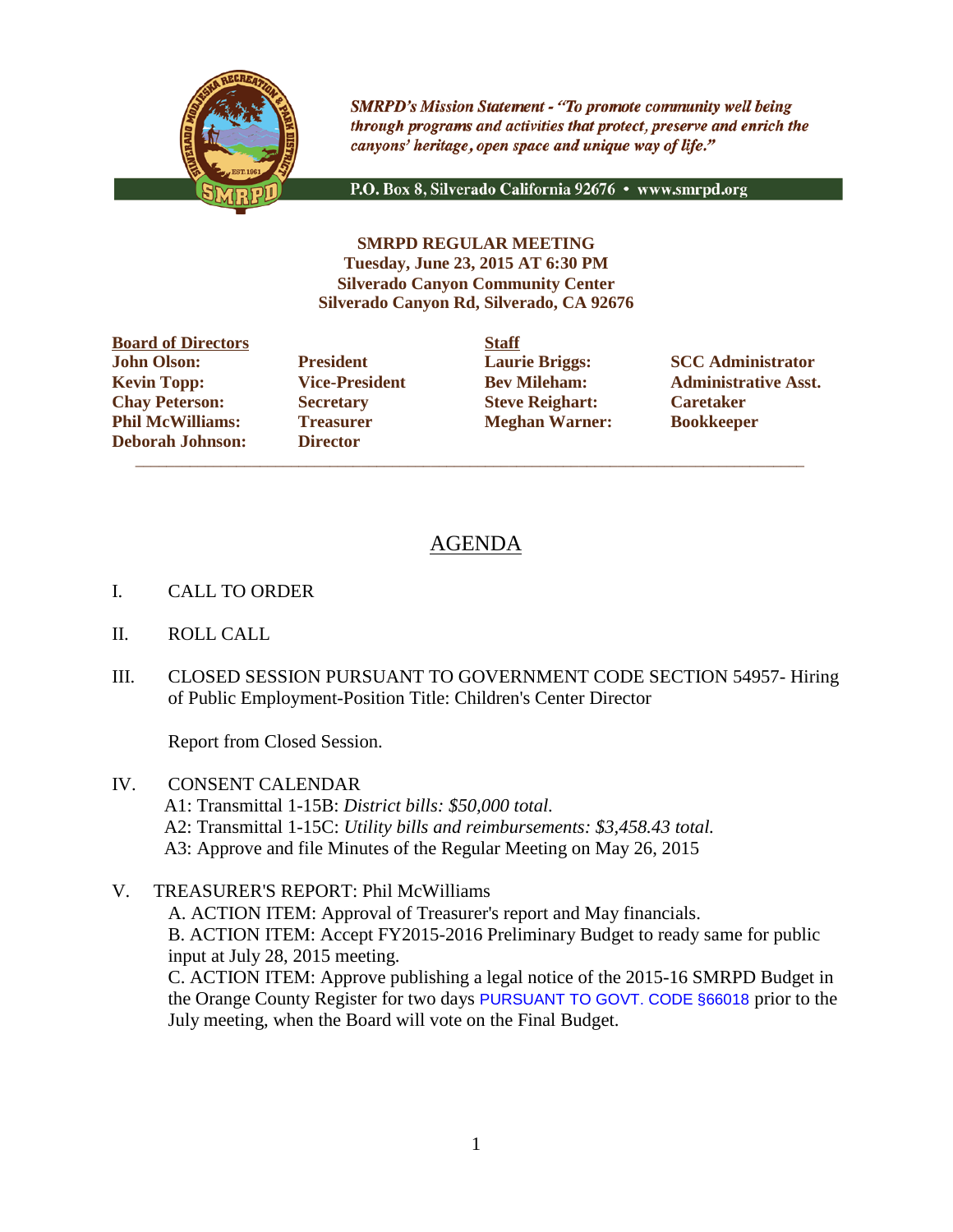*SMRPD's Mission Statement - "To promote community well being through programs and activities that protect, preserve and enrich the canyons' heritage, open space and unique way of life."*

P.O. Box 8, Silverado California 92676 • www.smrpd.org

**SMRPD REGULAR MEETING**
**Tuesday, June 23, 2015 AT 6:30 PM**
**Silverado Canyon Community Center**
**Silverado Canyon Rd, Silverado, CA 92676**

| **Board of Directors** | | **Staff** | |
|---|---|---|---|
| **John Olson:** | **President** | **Laurie Briggs:** | **SCC Administrator** |
| **Kevin Topp:** | **Vice-President** | **Bev Mileham:** | **Administrative Asst.** |
| **Chay Peterson:** | **Secretary** | **Steve Reighart:** | **Caretaker** |
| **Phil McWilliams:** | **Treasurer** | **Meghan Warner:** | **Bookkeeper** |
| **Deborah Johnson:** | **Director** | | |

# AGENDA

I. CALL TO ORDER

II. ROLL CALL

III. CLOSED SESSION PURSUANT TO GOVERNMENT CODE SECTION 54957- Hiring of Public Employment-Position Title: Children's Center Director

Report from Closed Session.

IV. CONSENT CALENDAR
A1: Transmittal 1-15B: *District bills: $50,000 total.*
A2: Transmittal 1-15C: *Utility bills and reimbursements: $3,458.43 total.*
A3: Approve and file Minutes of the Regular Meeting on May 26, 2015

V. TREASURER'S REPORT: Phil McWilliams
A. ACTION ITEM: Approval of Treasurer's report and May financials.
B. ACTION ITEM: Accept FY2015-2016 Preliminary Budget to ready same for public input at July 28, 2015 meeting.
C. ACTION ITEM: Approve publishing a legal notice of the 2015-16 SMRPD Budget in the Orange County Register for two days PURSUANT TO GOVT. CODE §66018 prior to the July meeting, when the Board will vote on the Final Budget.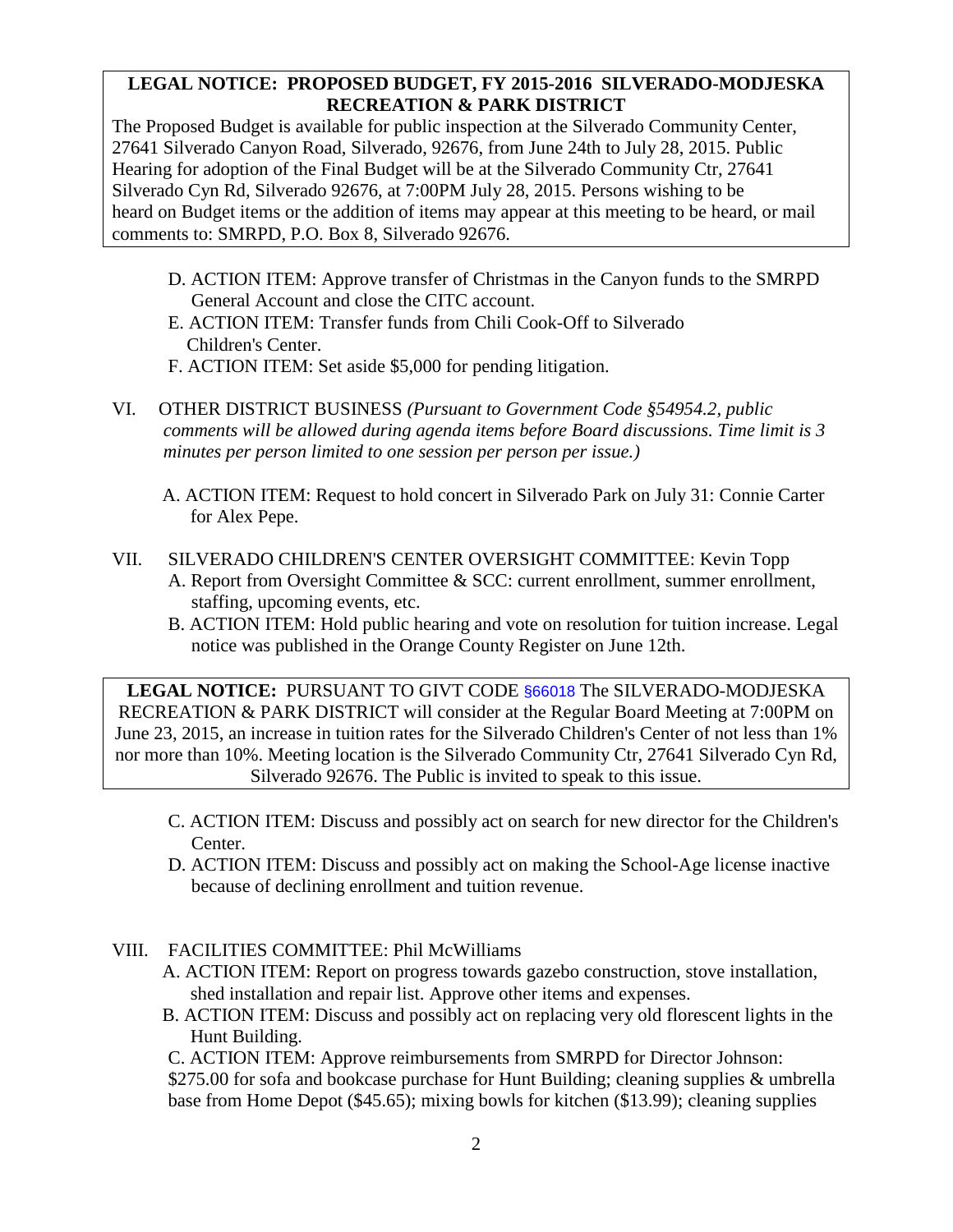**LEGAL NOTICE: PROPOSED BUDGET, FY 2015-2016 SILVERADO-MODJESKA RECREATION & PARK DISTRICT**

The Proposed Budget is available for public inspection at the Silverado Community Center, 27641 Silverado Canyon Road, Silverado, 92676, from June 24th to July 28, 2015. Public Hearing for adoption of the Final Budget will be at the Silverado Community Ctr, 27641 Silverado Cyn Rd, Silverado 92676, at 7:00PM July 28, 2015. Persons wishing to be heard on Budget items or the addition of items may appear at this meeting to be heard, or mail comments to: SMRPD, P.O. Box 8, Silverado 92676.

D. ACTION ITEM: Approve transfer of Christmas in the Canyon funds to the SMRPD General Account and close the CITC account.

E. ACTION ITEM: Transfer funds from Chili Cook-Off to Silverado Children's Center.

F. ACTION ITEM: Set aside $5,000 for pending litigation.

VI. OTHER DISTRICT BUSINESS *(Pursuant to Government Code §54954.2, public comments will be allowed during agenda items before Board discussions. Time limit is 3 minutes per person limited to one session per person per issue.)*

A. ACTION ITEM: Request to hold concert in Silverado Park on July 31: Connie Carter for Alex Pepe.

VII. SILVERADO CHILDREN'S CENTER OVERSIGHT COMMITTEE: Kevin Topp

A. Report from Oversight Committee & SCC: current enrollment, summer enrollment, staffing, upcoming events, etc.

B. ACTION ITEM: Hold public hearing and vote on resolution for tuition increase. Legal notice was published in the Orange County Register on June 12th.

**LEGAL NOTICE:** PURSUANT TO GIVT CODE §66018 The SILVERADO-MODJESKA RECREATION & PARK DISTRICT will consider at the Regular Board Meeting at 7:00PM on June 23, 2015, an increase in tuition rates for the Silverado Children's Center of not less than 1% nor more than 10%. Meeting location is the Silverado Community Ctr, 27641 Silverado Cyn Rd, Silverado 92676. The Public is invited to speak to this issue.

C. ACTION ITEM: Discuss and possibly act on search for new director for the Children's Center.

D. ACTION ITEM: Discuss and possibly act on making the School-Age license inactive because of declining enrollment and tuition revenue.

VIII. FACILITIES COMMITTEE: Phil McWilliams

A. ACTION ITEM: Report on progress towards gazebo construction, stove installation, shed installation and repair list. Approve other items and expenses.

B. ACTION ITEM: Discuss and possibly act on replacing very old florescent lights in the Hunt Building.

C. ACTION ITEM: Approve reimbursements from SMRPD for Director Johnson: $275.00 for sofa and bookcase purchase for Hunt Building; cleaning supplies & umbrella base from Home Depot ($45.65); mixing bowls for kitchen ($13.99); cleaning supplies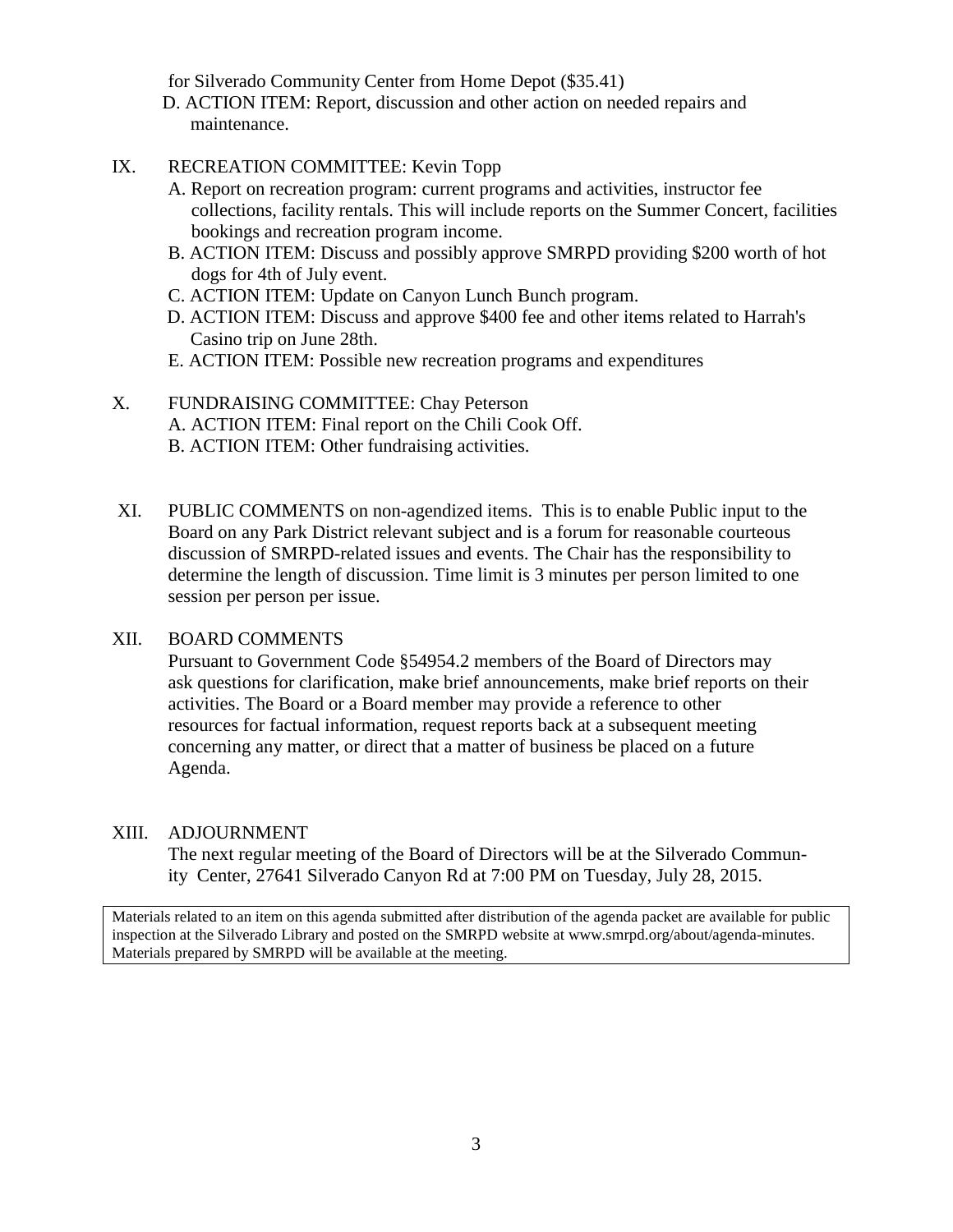for Silverado Community Center from Home Depot ($35.41)

D. ACTION ITEM: Report, discussion and other action on needed repairs and maintenance.

IX. RECREATION COMMITTEE: Kevin Topp

A. Report on recreation program: current programs and activities, instructor fee collections, facility rentals. This will include reports on the Summer Concert, facilities bookings and recreation program income.

B. ACTION ITEM: Discuss and possibly approve SMRPD providing $200 worth of hot dogs for 4th of July event.

C. ACTION ITEM: Update on Canyon Lunch Bunch program.

D. ACTION ITEM: Discuss and approve $400 fee and other items related to Harrah's Casino trip on June 28th.

E. ACTION ITEM: Possible new recreation programs and expenditures

X. FUNDRAISING COMMITTEE: Chay Peterson

A. ACTION ITEM: Final report on the Chili Cook Off.

B. ACTION ITEM: Other fundraising activities.

XI. PUBLIC COMMENTS on non-agendized items. This is to enable Public input to the Board on any Park District relevant subject and is a forum for reasonable courteous discussion of SMRPD-related issues and events. The Chair has the responsibility to determine the length of discussion. Time limit is 3 minutes per person limited to one session per person per issue.

XII. BOARD COMMENTS

Pursuant to Government Code §54954.2 members of the Board of Directors may ask questions for clarification, make brief announcements, make brief reports on their activities. The Board or a Board member may provide a reference to other resources for factual information, request reports back at a subsequent meeting concerning any matter, or direct that a matter of business be placed on a future Agenda.

XIII. ADJOURNMENT

The next regular meeting of the Board of Directors will be at the Silverado Community Center, 27641 Silverado Canyon Rd at 7:00 PM on Tuesday, July 28, 2015.

Materials related to an item on this agenda submitted after distribution of the agenda packet are available for public inspection at the Silverado Library and posted on the SMRPD website at www.smrpd.org/about/agenda-minutes. Materials prepared by SMRPD will be available at the meeting.